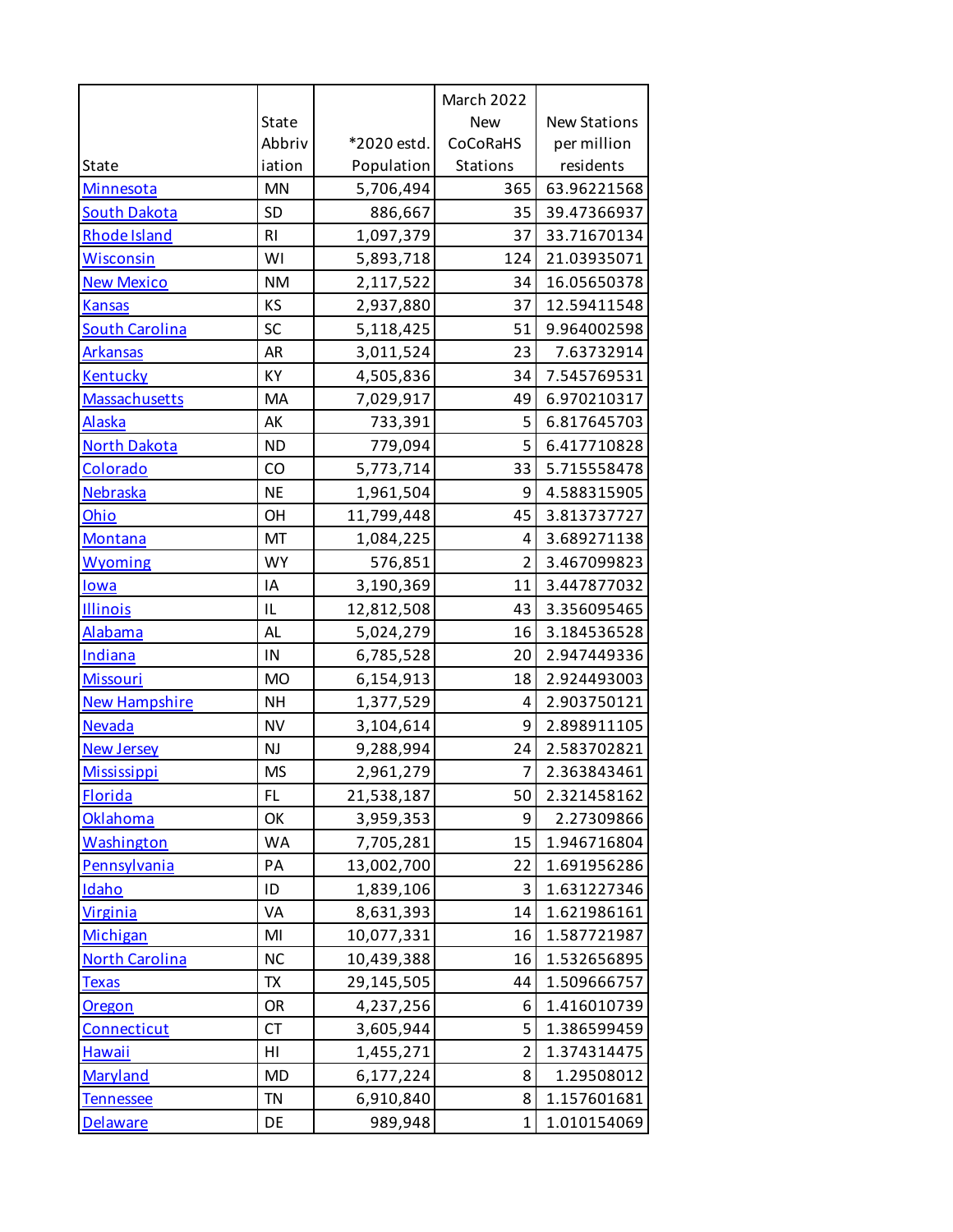| State | State Abbriviation | *2020 estd. Population | March 2022 New CoCoRaHS Stations | New Stations per million residents |
|---|---|---|---|---|
| Minnesota | MN | 5,706,494 | 365 | 63.96221568 |
| South Dakota | SD | 886,667 | 35 | 39.47366937 |
| Rhode Island | RI | 1,097,379 | 37 | 33.71670134 |
| Wisconsin | WI | 5,893,718 | 124 | 21.03935071 |
| New Mexico | NM | 2,117,522 | 34 | 16.05650378 |
| Kansas | KS | 2,937,880 | 37 | 12.59411548 |
| South Carolina | SC | 5,118,425 | 51 | 9.964002598 |
| Arkansas | AR | 3,011,524 | 23 | 7.63732914 |
| Kentucky | KY | 4,505,836 | 34 | 7.545769531 |
| Massachusetts | MA | 7,029,917 | 49 | 6.970210317 |
| Alaska | AK | 733,391 | 5 | 6.817645703 |
| North Dakota | ND | 779,094 | 5 | 6.417710828 |
| Colorado | CO | 5,773,714 | 33 | 5.715558478 |
| Nebraska | NE | 1,961,504 | 9 | 4.588315905 |
| Ohio | OH | 11,799,448 | 45 | 3.813737727 |
| Montana | MT | 1,084,225 | 4 | 3.689271138 |
| Wyoming | WY | 576,851 | 2 | 3.467099823 |
| Iowa | IA | 3,190,369 | 11 | 3.447877032 |
| Illinois | IL | 12,812,508 | 43 | 3.356095465 |
| Alabama | AL | 5,024,279 | 16 | 3.184536528 |
| Indiana | IN | 6,785,528 | 20 | 2.947449336 |
| Missouri | MO | 6,154,913 | 18 | 2.924493003 |
| New Hampshire | NH | 1,377,529 | 4 | 2.903750121 |
| Nevada | NV | 3,104,614 | 9 | 2.898911105 |
| New Jersey | NJ | 9,288,994 | 24 | 2.583702821 |
| Mississippi | MS | 2,961,279 | 7 | 2.363843461 |
| Florida | FL | 21,538,187 | 50 | 2.321458162 |
| Oklahoma | OK | 3,959,353 | 9 | 2.27309866 |
| Washington | WA | 7,705,281 | 15 | 1.946716804 |
| Pennsylvania | PA | 13,002,700 | 22 | 1.691956286 |
| Idaho | ID | 1,839,106 | 3 | 1.631227346 |
| Virginia | VA | 8,631,393 | 14 | 1.621986161 |
| Michigan | MI | 10,077,331 | 16 | 1.587721987 |
| North Carolina | NC | 10,439,388 | 16 | 1.532656895 |
| Texas | TX | 29,145,505 | 44 | 1.509666757 |
| Oregon | OR | 4,237,256 | 6 | 1.416010739 |
| Connecticut | CT | 3,605,944 | 5 | 1.386599459 |
| Hawaii | HI | 1,455,271 | 2 | 1.374314475 |
| Maryland | MD | 6,177,224 | 8 | 1.29508012 |
| Tennessee | TN | 6,910,840 | 8 | 1.157601681 |
| Delaware | DE | 989,948 | 1 | 1.010154069 |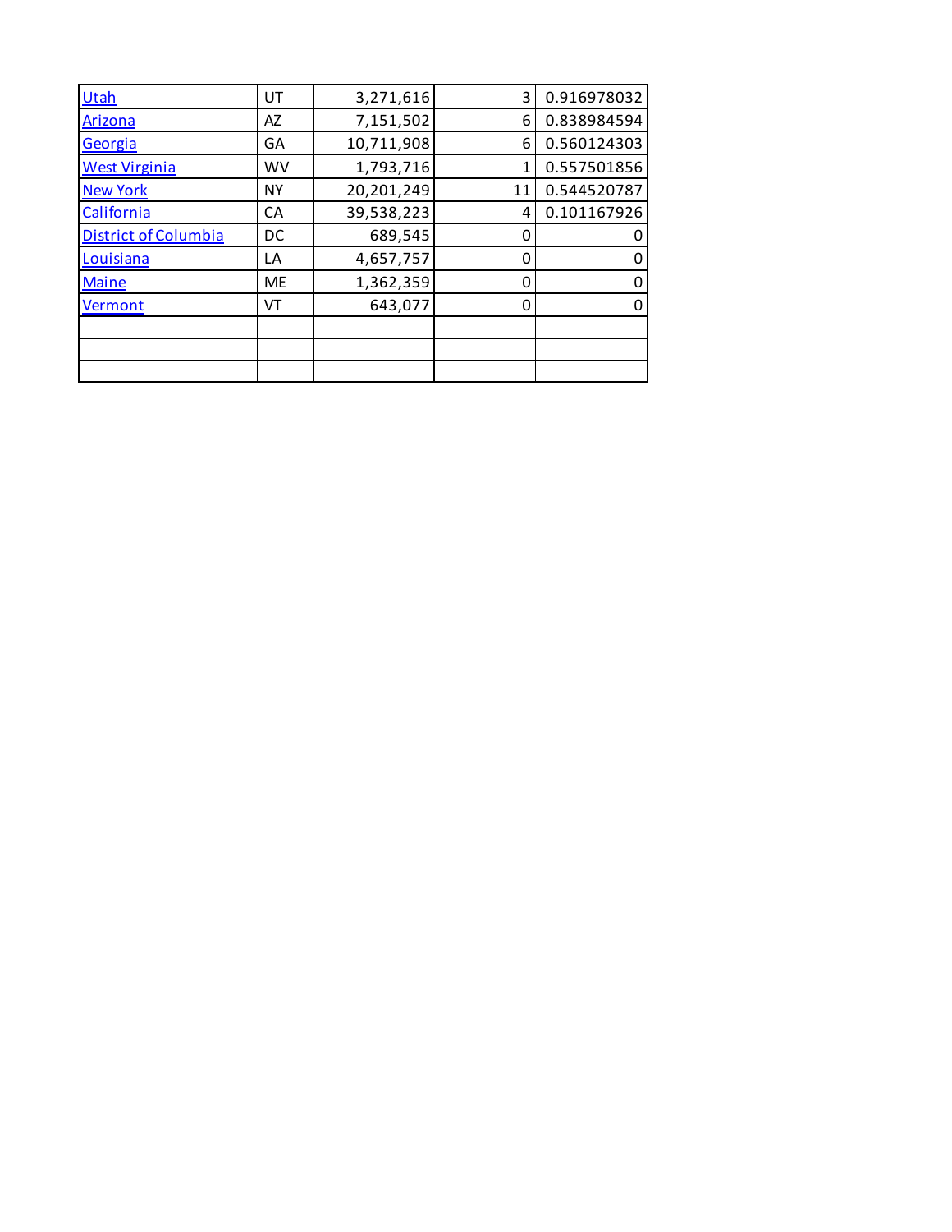| | | | | |
|---|---|---|---|---|
| Utah | UT | 3,271,616 | 3 | 0.916978032 |
| Arizona | AZ | 7,151,502 | 6 | 0.838984594 |
| Georgia | GA | 10,711,908 | 6 | 0.560124303 |
| West Virginia | WV | 1,793,716 | 1 | 0.557501856 |
| New York | NY | 20,201,249 | 11 | 0.544520787 |
| California | CA | 39,538,223 | 4 | 0.101167926 |
| District of Columbia | DC | 689,545 | 0 | 0 |
| Louisiana | LA | 4,657,757 | 0 | 0 |
| Maine | ME | 1,362,359 | 0 | 0 |
| Vermont | VT | 643,077 | 0 | 0 |
| | | | | |
| | | | | |
| | | | | |